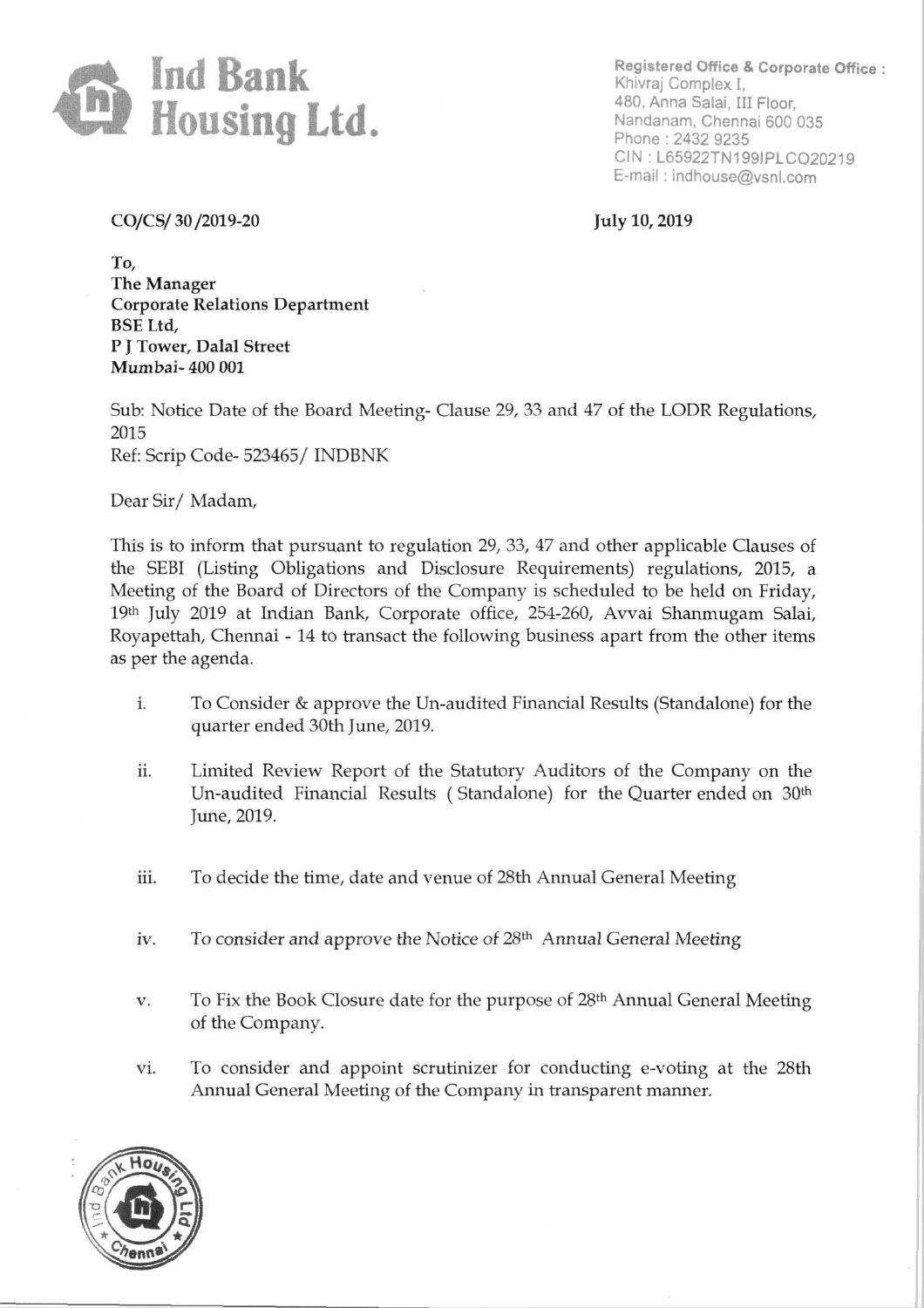# Ind Bank Housing Ltd.

**Registered Office & Corporate Office :**
Khivraj Complex I,
480, Anna Salai, III Floor,
Nandanam, Chennai 600 035
Phone : 2432 9235
CIN : L65922TN1991PLC020219
E-mail : indhouse@vsnl.com

**CO/CS/ 30 /2019-20** **July 10, 2019**

**To,**
**The Manager**
**Corporate Relations Department**
**BSE Ltd,**
**P J Tower, Dalal Street**
**Mumbai- 400 001**

Sub: Notice Date of the Board Meeting- Clause 29, 33 and 47 of the LODR Regulations, 2015
Ref: Scrip Code- 523465/ INDBNK

Dear Sir/ Madam,

This is to inform that pursuant to regulation 29, 33, 47 and other applicable Clauses of the SEBI (Listing Obligations and Disclosure Requirements) regulations, 2015, a Meeting of the Board of Directors of the Company is scheduled to be held on Friday, 19th July 2019 at Indian Bank, Corporate office, 254-260, Avvai Shanmugam Salai, Royapettah, Chennai - 14 to transact the following business apart from the other items as per the agenda.

i. To Consider & approve the Un-audited Financial Results (Standalone) for the quarter ended 30th June, 2019.

ii. Limited Review Report of the Statutory Auditors of the Company on the Un-audited Financial Results ( Standalone) for the Quarter ended on 30th June, 2019.

iii. To decide the time, date and venue of 28th Annual General Meeting

iv. To consider and approve the Notice of 28th Annual General Meeting

v. To Fix the Book Closure date for the purpose of 28th Annual General Meeting of the Company.

vi. To consider and appoint scrutinizer for conducting e-voting at the 28th Annual General Meeting of the Company in transparent manner.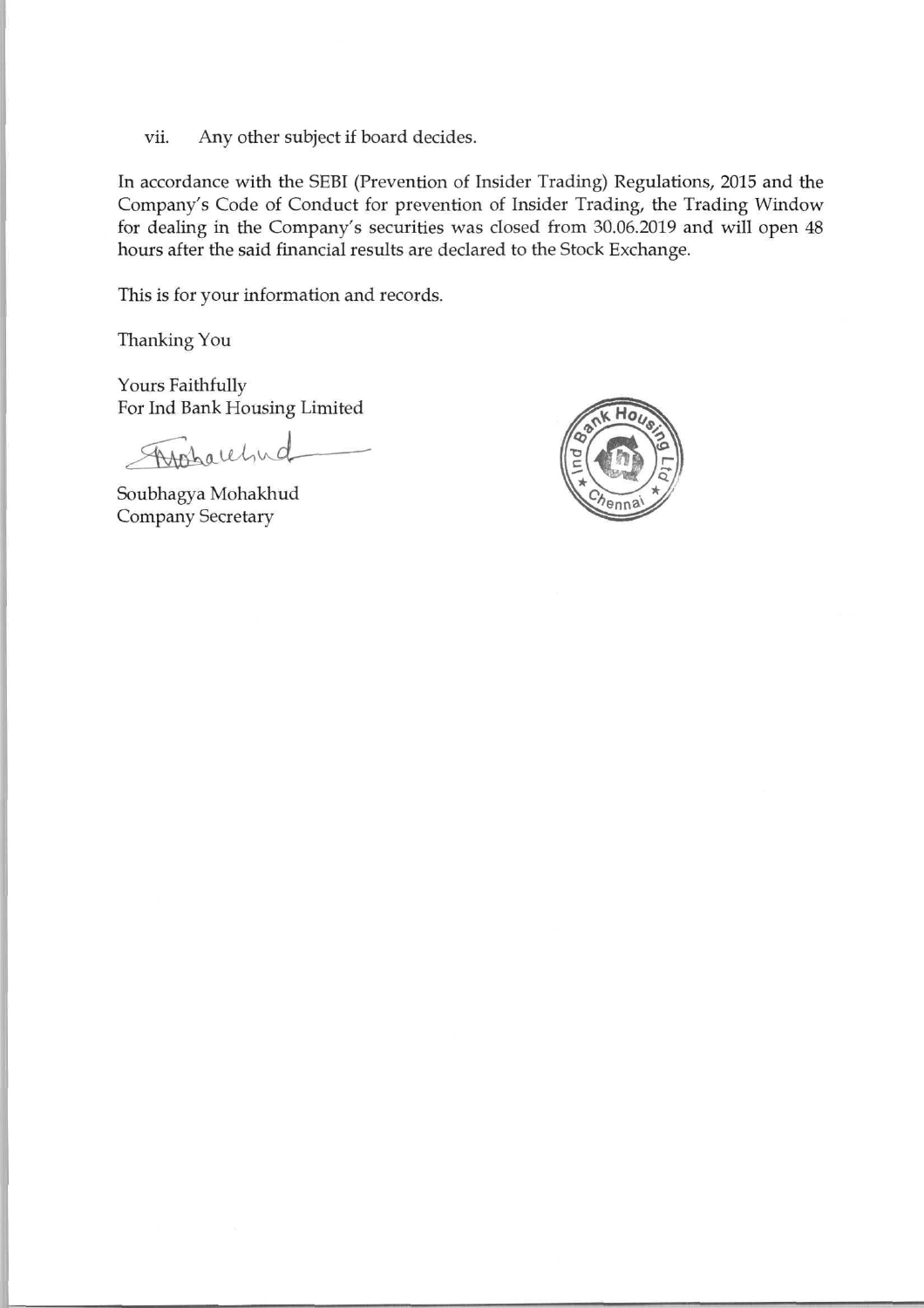vii. Any other subject if board decides.

In accordance with the SEBI (Prevention of Insider Trading) Regulations, 2015 and the Company's Code of Conduct for prevention of Insider Trading, the Trading Window for dealing in the Company's securities was closed from 30.06.2019 and will open 48 hours after the said financial results are declared to the Stock Exchange.

This is for your information and records.

Thanking You

Yours Faithfully
For Ind Bank Housing Limited

Soubhagya Mohakhud
Company Secretary